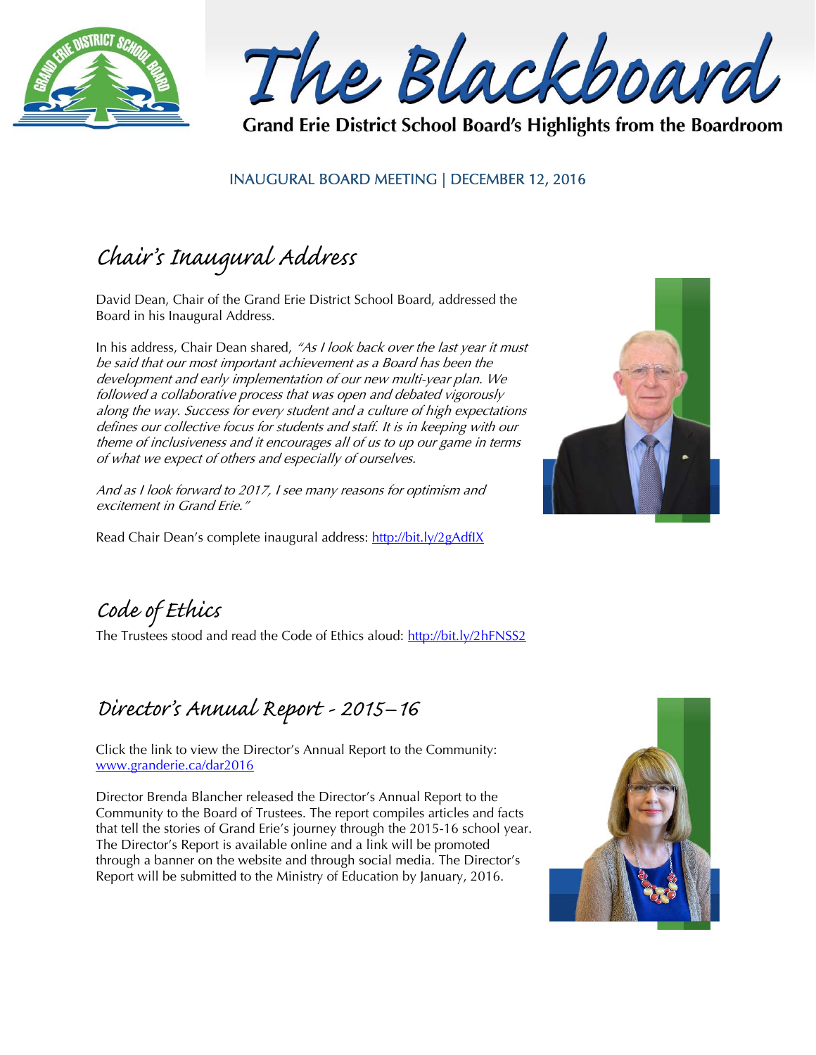# The Blackboard

**Grand Erie District School Board's Highlights from the Boardroom**

INAUGURAL BOARD MEETING | DECEMBER 12, 2016

## Chair's Inaugural Address

David Dean, Chair of the Grand Erie District School Board, addressed the Board in his Inaugural Address.

In his address, Chair Dean shared, *"As I look back over the last year it must be said that our most important achievement as a Board has been the development and early implementation of our new multi-year plan. We followed a collaborative process that was open and debated vigorously along the way. Success for every student and a culture of high expectations defines our collective focus for students and staff. It is in keeping with our theme of inclusiveness and it encourages all of us to up our game in terms of what we expect of others and especially of ourselves.*

*And as I look forward to 2017, I see many reasons for optimism and excitement in Grand Erie."*

Read Chair Dean's complete inaugural address: http://bit.ly/2gAdfIX

## Code of Ethics

The Trustees stood and read the Code of Ethics aloud: http://bit.ly/2hFNSS2

## Director's Annual Report - 2015–16

Click the link to view the Director's Annual Report to the Community: www.granderie.ca/dar2016

Director Brenda Blancher released the Director's Annual Report to the Community to the Board of Trustees. The report compiles articles and facts that tell the stories of Grand Erie's journey through the 2015-16 school year. The Director's Report is available online and a link will be promoted through a banner on the website and through social media. The Director's Report will be submitted to the Ministry of Education by January, 2016.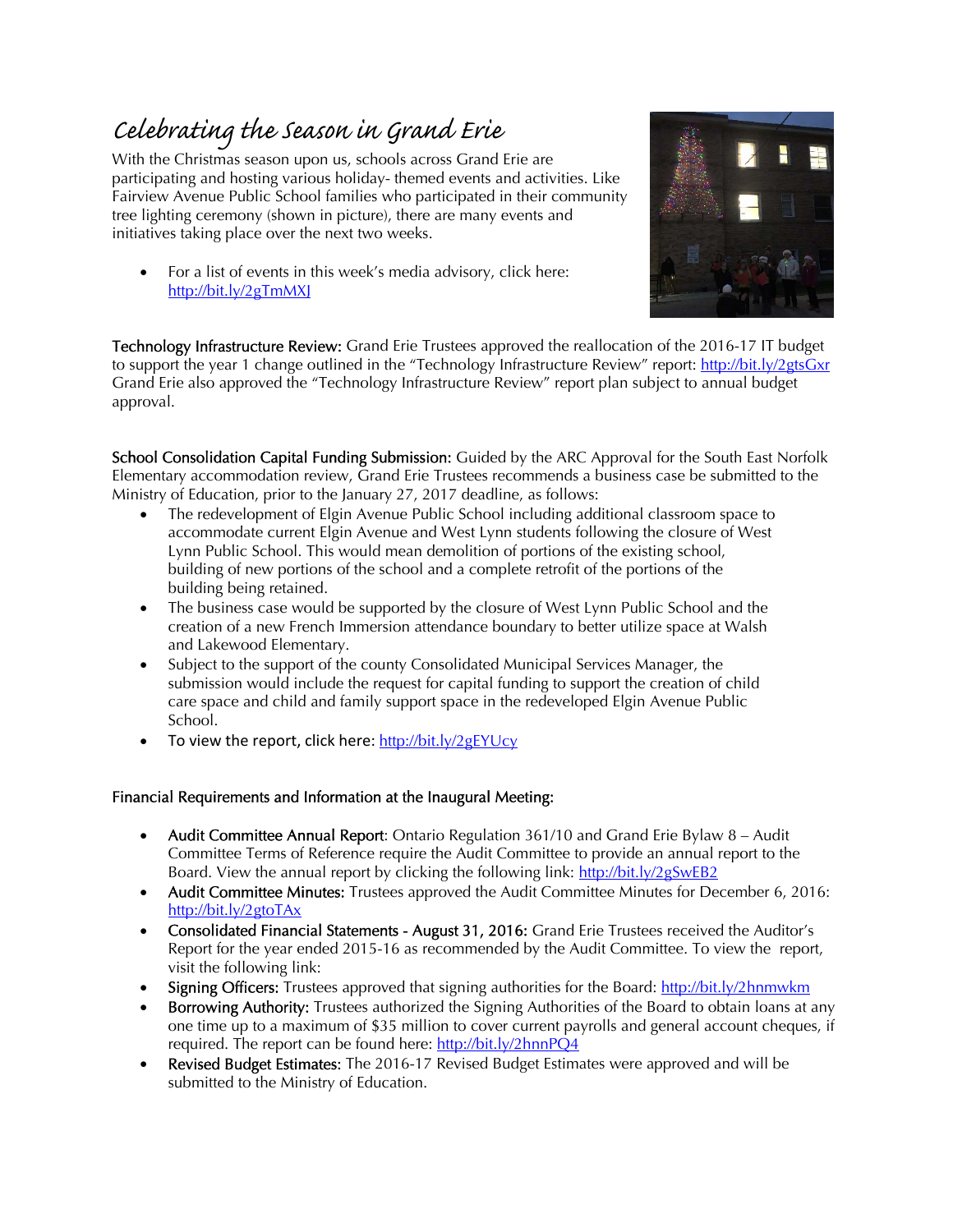# Celebrating the Season in Grand Erie

With the Christmas season upon us, schools across Grand Erie are participating and hosting various holiday- themed events and activities. Like Fairview Avenue Public School families who participated in their community tree lighting ceremony (shown in picture), there are many events and initiatives taking place over the next two weeks.

- For a list of events in this week's media advisory, click here: http://bit.ly/2gTmMXJ

**Technology Infrastructure Review:** Grand Erie Trustees approved the reallocation of the 2016-17 IT budget to support the year 1 change outlined in the "Technology Infrastructure Review" report: http://bit.ly/2gtsGxr Grand Erie also approved the "Technology Infrastructure Review" report plan subject to annual budget approval.

**School Consolidation Capital Funding Submission:** Guided by the ARC Approval for the South East Norfolk Elementary accommodation review, Grand Erie Trustees recommends a business case be submitted to the Ministry of Education, prior to the January 27, 2017 deadline, as follows:

- The redevelopment of Elgin Avenue Public School including additional classroom space to accommodate current Elgin Avenue and West Lynn students following the closure of West Lynn Public School. This would mean demolition of portions of the existing school, building of new portions of the school and a complete retrofit of the portions of the building being retained.
- The business case would be supported by the closure of West Lynn Public School and the creation of a new French Immersion attendance boundary to better utilize space at Walsh and Lakewood Elementary.
- Subject to the support of the county Consolidated Municipal Services Manager, the submission would include the request for capital funding to support the creation of child care space and child and family support space in the redeveloped Elgin Avenue Public School.
- To view the report, click here: http://bit.ly/2gEYUcy

**Financial Requirements and Information at the Inaugural Meeting:**

- **Audit Committee Annual Report**: Ontario Regulation 361/10 and Grand Erie Bylaw 8 – Audit Committee Terms of Reference require the Audit Committee to provide an annual report to the Board. View the annual report by clicking the following link: http://bit.ly/2gSwEB2
- **Audit Committee Minutes:** Trustees approved the Audit Committee Minutes for December 6, 2016: http://bit.ly/2gtoTAx
- **Consolidated Financial Statements - August 31, 2016:** Grand Erie Trustees received the Auditor's Report for the year ended 2015-16 as recommended by the Audit Committee. To view the report, visit the following link:
- **Signing Officers:** Trustees approved that signing authorities for the Board: http://bit.ly/2hnmwkm
- **Borrowing Authority:** Trustees authorized the Signing Authorities of the Board to obtain loans at any one time up to a maximum of $35 million to cover current payrolls and general account cheques, if required. The report can be found here: http://bit.ly/2hnnPQ4
- **Revised Budget Estimates:** The 2016-17 Revised Budget Estimates were approved and will be submitted to the Ministry of Education.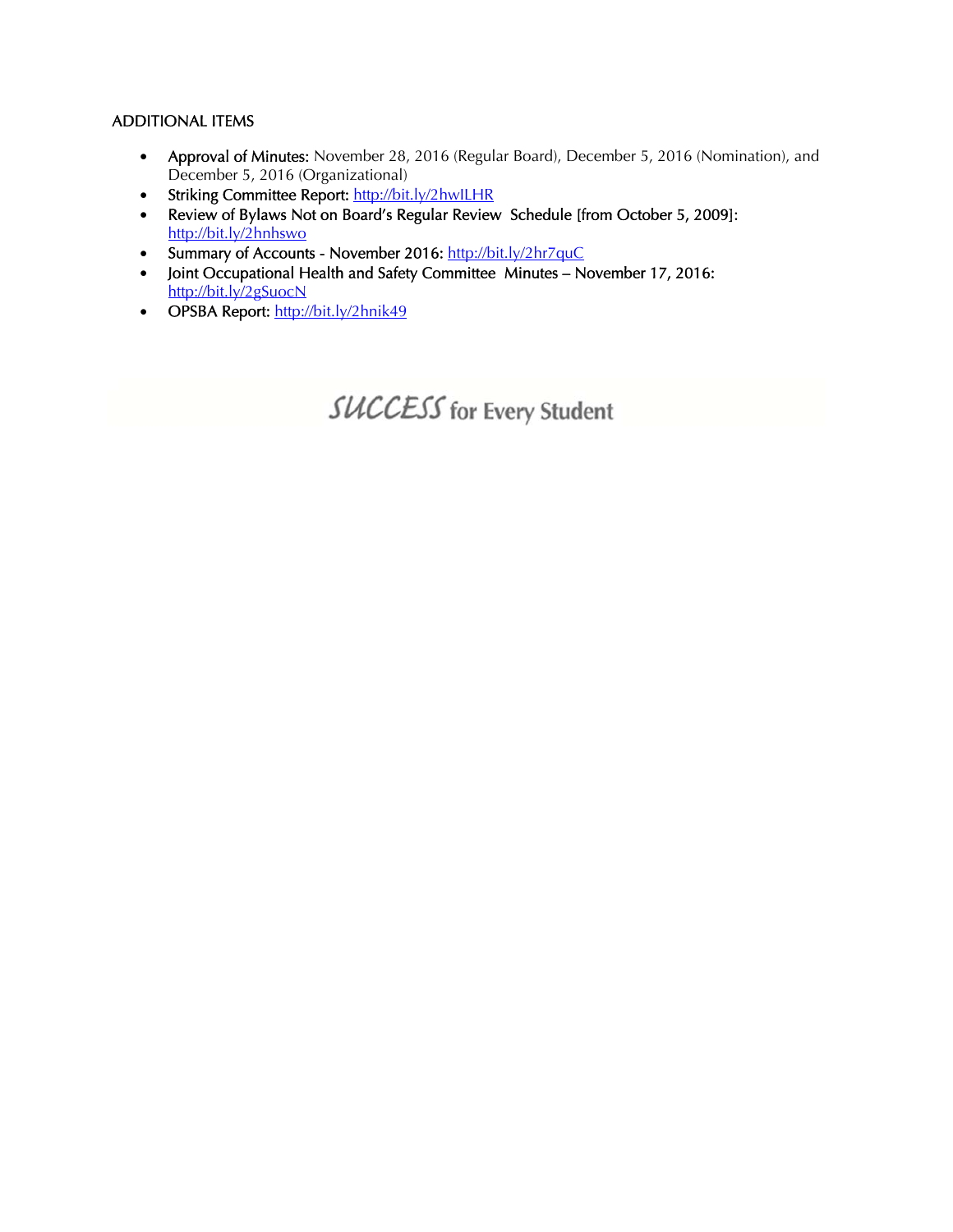ADDITIONAL ITEMS

- **Approval of Minutes:** November 28, 2016 (Regular Board), December 5, 2016 (Nomination), and December 5, 2016 (Organizational)
- **Striking Committee Report:** http://bit.ly/2hwILHR
- **Review of Bylaws Not on Board's Regular Review Schedule [from October 5, 2009]:** http://bit.ly/2hnhswo
- **Summary of Accounts - November 2016:** http://bit.ly/2hr7quC
- **Joint Occupational Health and Safety Committee Minutes – November 17, 2016:** http://bit.ly/2gSuocN
- **OPSBA Report:** http://bit.ly/2hnik49

*SUCCESS* for Every Student